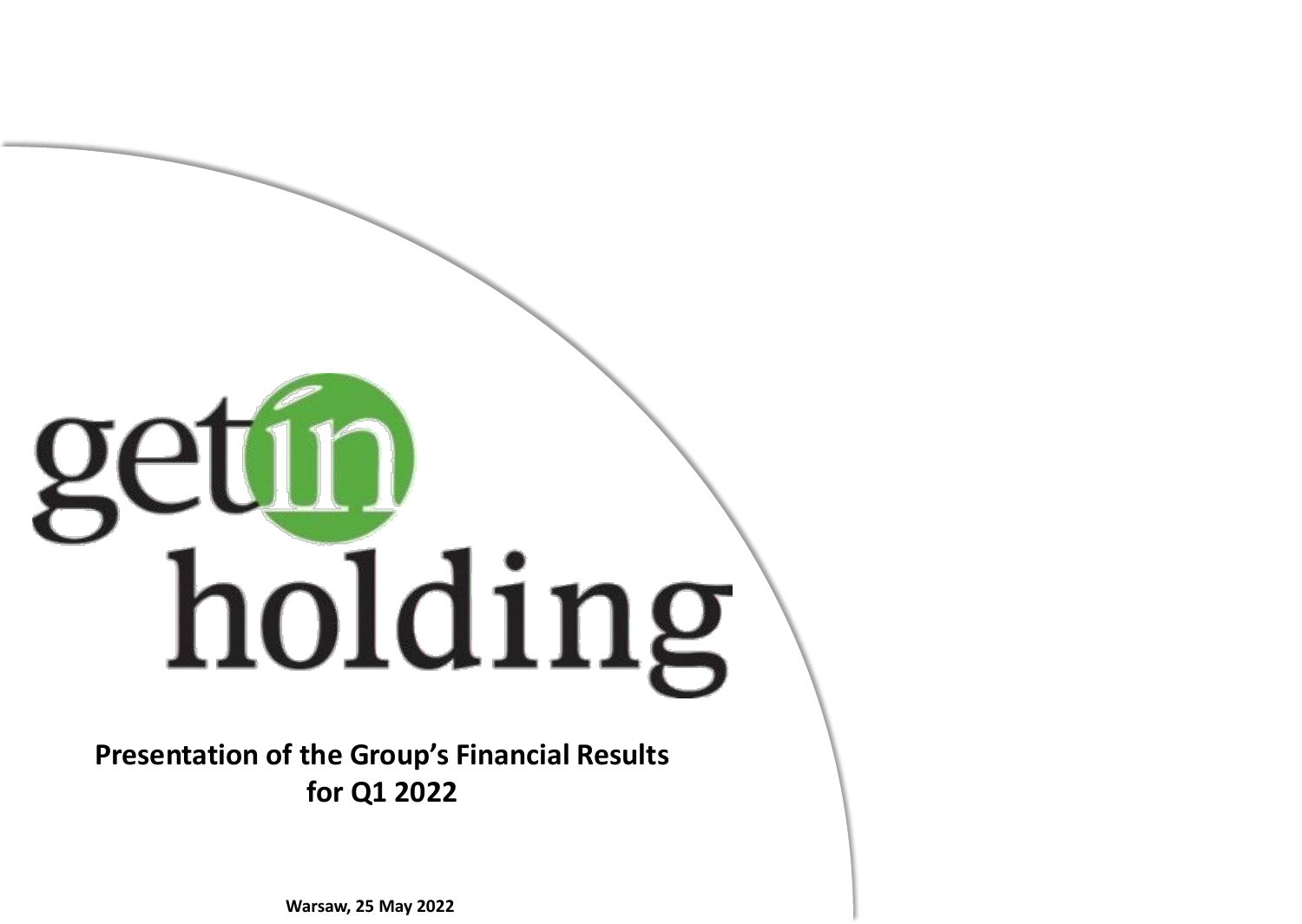getin holding

# Presentation of the Group's Financial Results for Q1 2022

**Warsaw, 25 May 2022**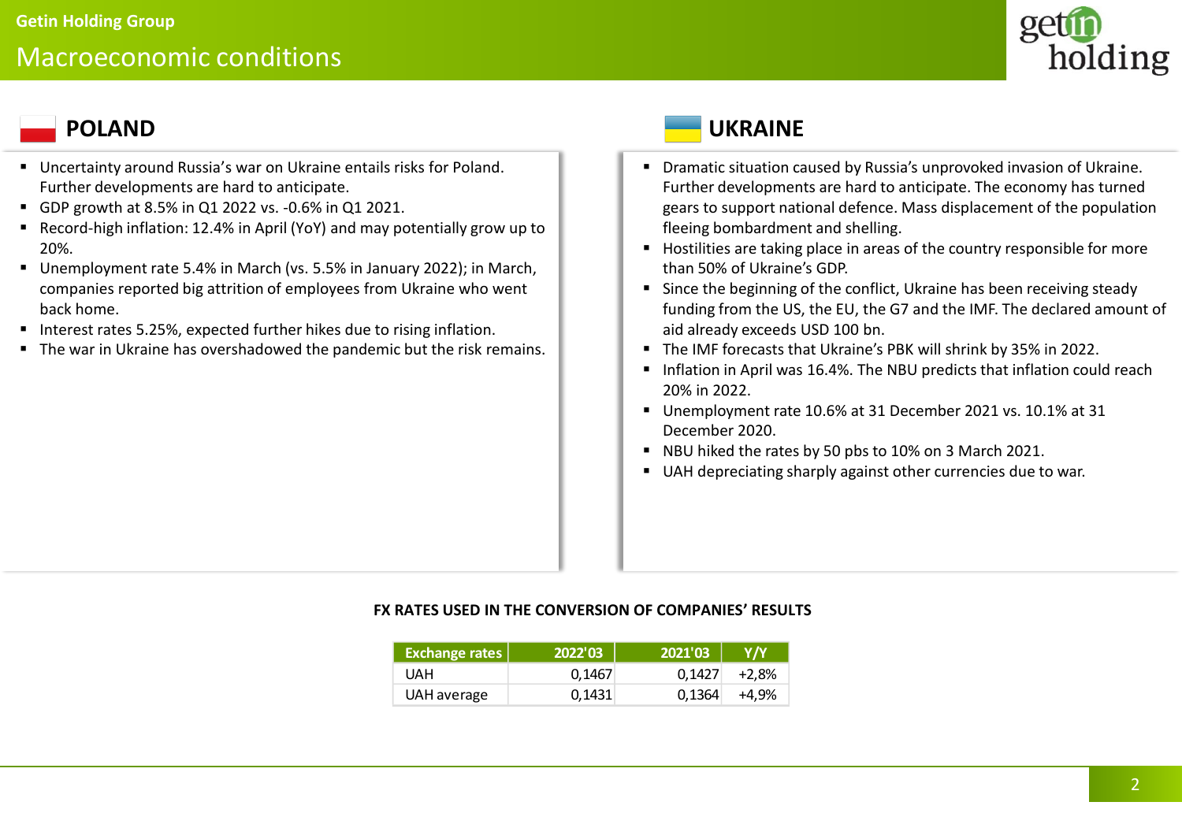# Getin Holding Group

## Macroeconomic conditions

### POLAND

- Uncertainty around Russia's war on Ukraine entails risks for Poland. Further developments are hard to anticipate.
- GDP growth at 8.5% in Q1 2022 vs. -0.6% in Q1 2021.
- Record-high inflation: 12.4% in April (YoY) and may potentially grow up to 20%.
- Unemployment rate 5.4% in March (vs. 5.5% in January 2022); in March, companies reported big attrition of employees from Ukraine who went back home.
- Interest rates 5.25%, expected further hikes due to rising inflation.
- The war in Ukraine has overshadowed the pandemic but the risk remains.

### UKRAINE

- Dramatic situation caused by Russia's unprovoked invasion of Ukraine. Further developments are hard to anticipate. The economy has turned gears to support national defence. Mass displacement of the population fleeing bombardment and shelling.
- Hostilities are taking place in areas of the country responsible for more than 50% of Ukraine's GDP.
- Since the beginning of the conflict, Ukraine has been receiving steady funding from the US, the EU, the G7 and the IMF. The declared amount of aid already exceeds USD 100 bn.
- The IMF forecasts that Ukraine's PBK will shrink by 35% in 2022.
- Inflation in April was 16.4%. The NBU predicts that inflation could reach 20% in 2022.
- Unemployment rate 10.6% at 31 December 2021 vs. 10.1% at 31 December 2020.
- NBU hiked the rates by 50 pbs to 10% on 3 March 2021.
- UAH depreciating sharply against other currencies due to war.

**FX RATES USED IN THE CONVERSION OF COMPANIES' RESULTS**

| Exchange rates | 2022'03 | 2021'03 | Y/Y |
|---|---|---|---|
| UAH | 0,1467 | 0,1427 | +2,8% |
| UAH average | 0,1431 | 0,1364 | +4,9% |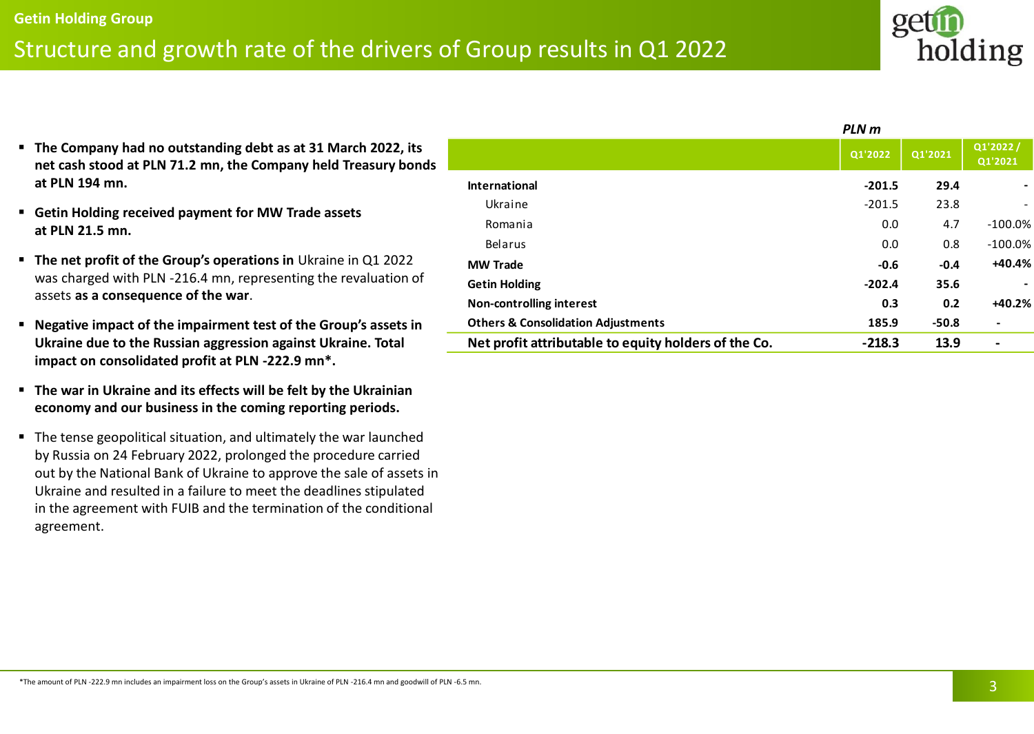## Getin Holding Group

# Structure and growth rate of the drivers of Group results in Q1 2022

- **The Company had no outstanding debt as at 31 March 2022, its net cash stood at PLN 71.2 mn, the Company held Treasury bonds at PLN 194 mn.**
- **Getin Holding received payment for MW Trade assets at PLN 21.5 mn.**
- **The net profit of the Group's operations in** Ukraine in Q1 2022 was charged with PLN -216.4 mn, representing the revaluation of assets **as a consequence of the war**.
- **Negative impact of the impairment test of the Group's assets in Ukraine due to the Russian aggression against Ukraine. Total impact on consolidated profit at PLN -222.9 mn\*.**
- **The war in Ukraine and its effects will be felt by the Ukrainian economy and our business in the coming reporting periods.**
- The tense geopolitical situation, and ultimately the war launched by Russia on 24 February 2022, prolonged the procedure carried out by the National Bank of Ukraine to approve the sale of assets in Ukraine and resulted in a failure to meet the deadlines stipulated in the agreement with FUIB and the termination of the conditional agreement.

*PLN m*

| | Q1'2022 | Q1'2021 | Q1'2022 / Q1'2021 |
|---|---|---|---|
| **International** | **-201.5** | **29.4** | **-** |
| Ukraine | -201.5 | 23.8 | - |
| Romania | 0.0 | 4.7 | -100.0% |
| Belarus | 0.0 | 0.8 | -100.0% |
| **MW Trade** | **-0.6** | **-0.4** | **+40.4%** |
| **Getin Holding** | **-202.4** | **35.6** | **-** |
| **Non-controlling interest** | **0.3** | **0.2** | **+40.2%** |
| **Others & Consolidation Adjustments** | **185.9** | **-50.8** | **-** |
| **Net profit attributable to equity holders of the Co.** | **-218.3** | **13.9** | **-** |

\*The amount of PLN -222.9 mn includes an impairment loss on the Group's assets in Ukraine of PLN -216.4 mn and goodwill of PLN -6.5 mn.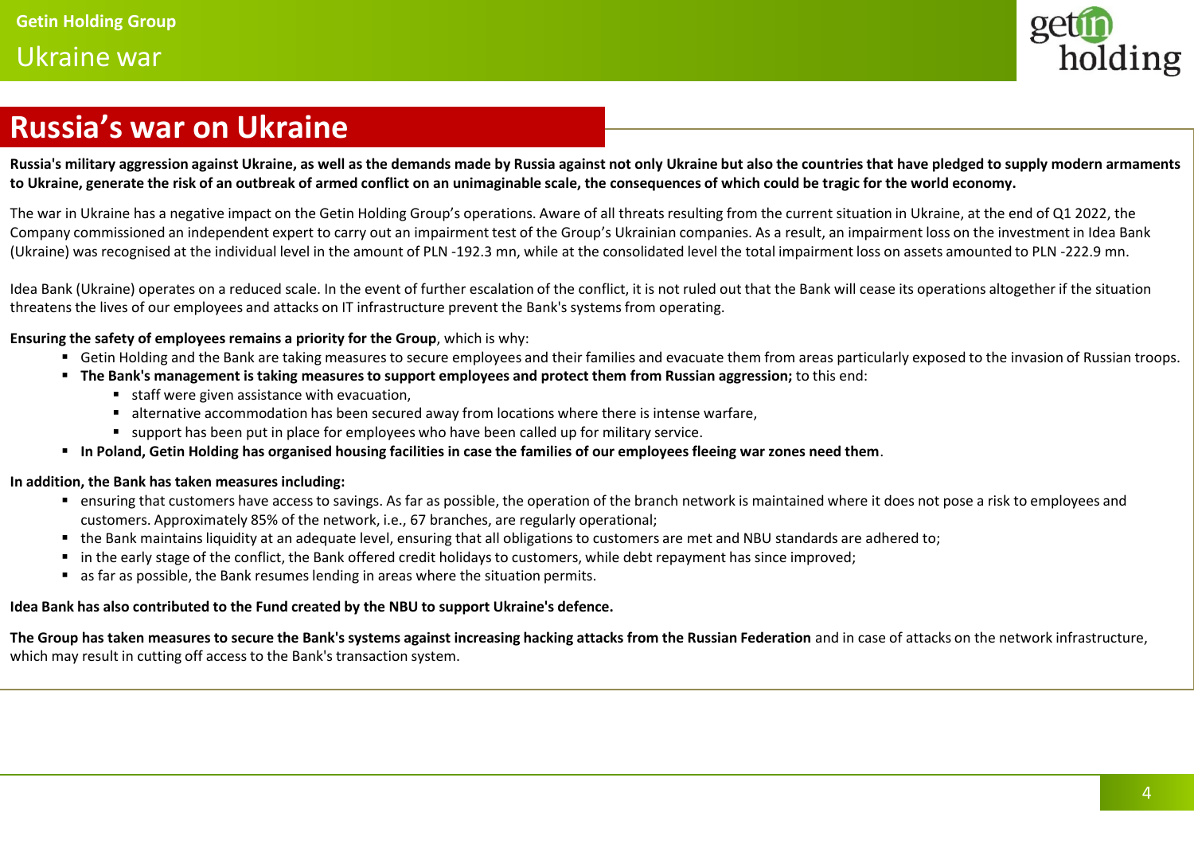# Russia's war on Ukraine

**Russia's military aggression against Ukraine, as well as the demands made by Russia against not only Ukraine but also the countries that have pledged to supply modern armaments to Ukraine, generate the risk of an outbreak of armed conflict on an unimaginable scale, the consequences of which could be tragic for the world economy.**

The war in Ukraine has a negative impact on the Getin Holding Group's operations. Aware of all threats resulting from the current situation in Ukraine, at the end of Q1 2022, the Company commissioned an independent expert to carry out an impairment test of the Group's Ukrainian companies. As a result, an impairment loss on the investment in Idea Bank (Ukraine) was recognised at the individual level in the amount of PLN -192.3 mn, while at the consolidated level the total impairment loss on assets amounted to PLN -222.9 mn.

Idea Bank (Ukraine) operates on a reduced scale. In the event of further escalation of the conflict, it is not ruled out that the Bank will cease its operations altogether if the situation threatens the lives of our employees and attacks on IT infrastructure prevent the Bank's systems from operating.

**Ensuring the safety of employees remains a priority for the Group**, which is why:

- Getin Holding and the Bank are taking measures to secure employees and their families and evacuate them from areas particularly exposed to the invasion of Russian troops.
- **The Bank's management is taking measures to support employees and protect them from Russian aggression;** to this end:
  - staff were given assistance with evacuation,
  - alternative accommodation has been secured away from locations where there is intense warfare,
  - support has been put in place for employees who have been called up for military service.
- **In Poland, Getin Holding has organised housing facilities in case the families of our employees fleeing war zones need them**.

**In addition, the Bank has taken measures including:**

- ensuring that customers have access to savings. As far as possible, the operation of the branch network is maintained where it does not pose a risk to employees and customers. Approximately 85% of the network, i.e., 67 branches, are regularly operational;
- the Bank maintains liquidity at an adequate level, ensuring that all obligations to customers are met and NBU standards are adhered to;
- in the early stage of the conflict, the Bank offered credit holidays to customers, while debt repayment has since improved;
- as far as possible, the Bank resumes lending in areas where the situation permits.

**Idea Bank has also contributed to the Fund created by the NBU to support Ukraine's defence.**

**The Group has taken measures to secure the Bank's systems against increasing hacking attacks from the Russian Federation** and in case of attacks on the network infrastructure, which may result in cutting off access to the Bank's transaction system.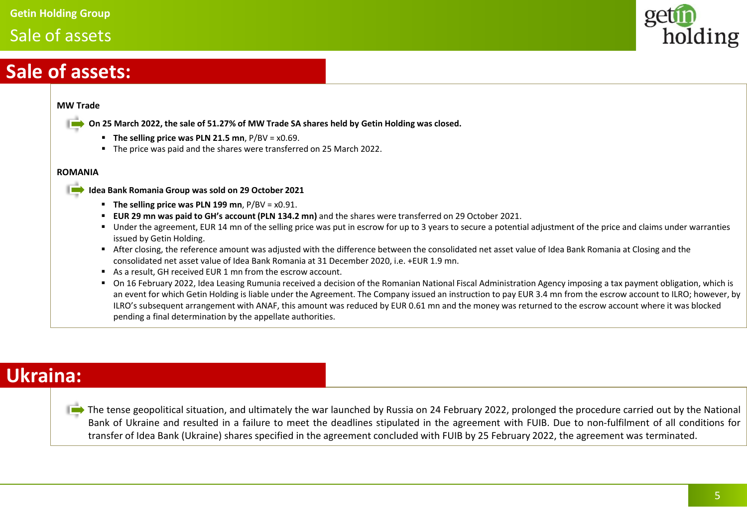## Sale of assets:

**MW Trade**

**On 25 March 2022, the sale of 51.27% of MW Trade SA shares held by Getin Holding was closed.**

- **The selling price was PLN 21.5 mn**, P/BV = x0.69.
- The price was paid and the shares were transferred on 25 March 2022.

**ROMANIA**

**Idea Bank Romania Group was sold on 29 October 2021**

- **The selling price was PLN 199 mn**, P/BV = x0.91.
- **EUR 29 mn was paid to GH's account (PLN 134.2 mn)** and the shares were transferred on 29 October 2021.
- Under the agreement, EUR 14 mn of the selling price was put in escrow for up to 3 years to secure a potential adjustment of the price and claims under warranties issued by Getin Holding.
- After closing, the reference amount was adjusted with the difference between the consolidated net asset value of Idea Bank Romania at Closing and the consolidated net asset value of Idea Bank Romania at 31 December 2020, i.e. +EUR 1.9 mn.
- As a result, GH received EUR 1 mn from the escrow account.
- On 16 February 2022, Idea Leasing Rumunia received a decision of the Romanian National Fiscal Administration Agency imposing a tax payment obligation, which is an event for which Getin Holding is liable under the Agreement. The Company issued an instruction to pay EUR 3.4 mn from the escrow account to ILRO; however, by ILRO's subsequent arrangement with ANAF, this amount was reduced by EUR 0.61 mn and the money was returned to the escrow account where it was blocked pending a final determination by the appellate authorities.

## Ukraina:

The tense geopolitical situation, and ultimately the war launched by Russia on 24 February 2022, prolonged the procedure carried out by the National Bank of Ukraine and resulted in a failure to meet the deadlines stipulated in the agreement with FUIB. Due to non-fulfilment of all conditions for transfer of Idea Bank (Ukraine) shares specified in the agreement concluded with FUIB by 25 February 2022, the agreement was terminated.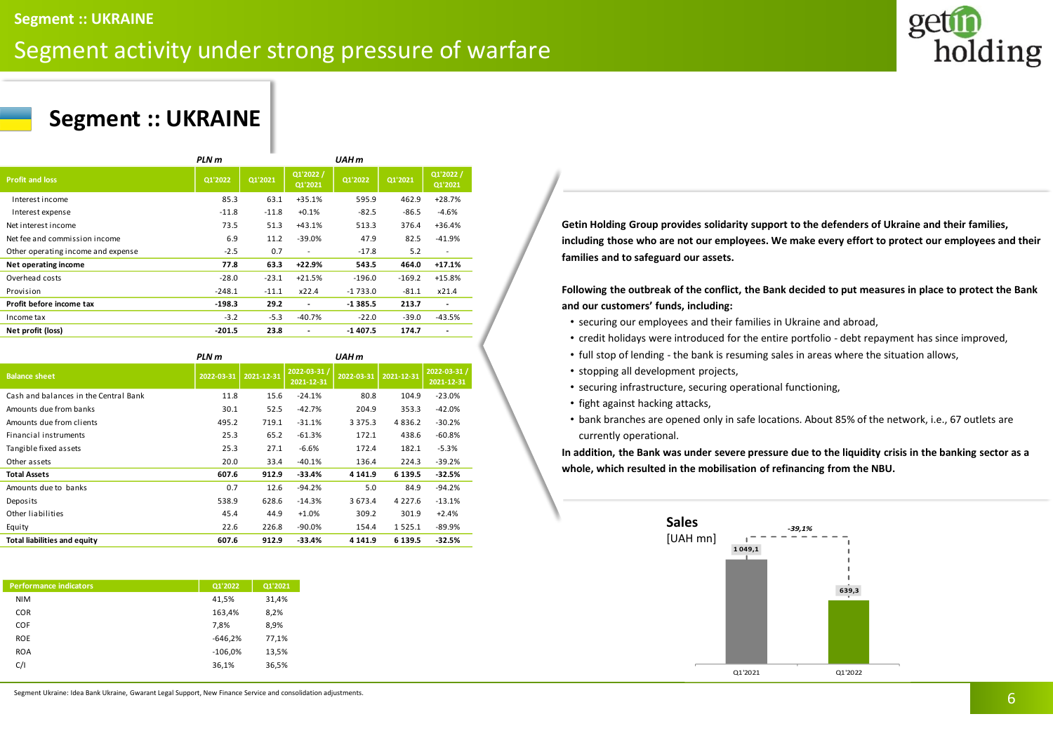# Segment activity under strong pressure of warfare

## Segment :: UKRAINE

| | PLN m | | | UAH m | | |
|---|---|---|---|---|---|---|
| **Profit and loss** | **Q1'2022** | **Q1'2021** | **Q1'2022 / Q1'2021** | **Q1'2022** | **Q1'2021** | **Q1'2022 / Q1'2021** |
| Interest income | 85.3 | 63.1 | +35.1% | 595.9 | 462.9 | +28.7% |
| Interest expense | -11.8 | -11.8 | +0.1% | -82.5 | -86.5 | -4.6% |
| Net interest income | 73.5 | 51.3 | +43.1% | 513.3 | 376.4 | +36.4% |
| Net fee and commission income | 6.9 | 11.2 | -39.0% | 47.9 | 82.5 | -41.9% |
| Other operating income and expense | -2.5 | 0.7 | - | -17.8 | 5.2 | - |
| **Net operating income** | **77.8** | **63.3** | **+22.9%** | **543.5** | **464.0** | **+17.1%** |
| Overhead costs | -28.0 | -23.1 | +21.5% | -196.0 | -169.2 | +15.8% |
| Provision | -248.1 | -11.1 | x22.4 | -1 733.0 | -81.1 | x21.4 |
| **Profit before income tax** | **-198.3** | **29.2** | **-** | **-1 385.5** | **213.7** | **-** |
| Income tax | -3.2 | -5.3 | -40.7% | -22.0 | -39.0 | -43.5% |
| **Net profit (loss)** | **-201.5** | **23.8** | **-** | **-1 407.5** | **174.7** | **-** |

| | PLN m | | | UAH m | | |
|---|---|---|---|---|---|---|
| **Balance sheet** | **2022-03-31** | **2021-12-31** | **2022-03-31 / 2021-12-31** | **2022-03-31** | **2021-12-31** | **2022-03-31 / 2021-12-31** |
| Cash and balances in the Central Bank | 11.8 | 15.6 | -24.1% | 80.8 | 104.9 | -23.0% |
| Amounts due from banks | 30.1 | 52.5 | -42.7% | 204.9 | 353.3 | -42.0% |
| Amounts due from clients | 495.2 | 719.1 | -31.1% | 3 375.3 | 4 836.2 | -30.2% |
| Financial instruments | 25.3 | 65.2 | -61.3% | 172.1 | 438.6 | -60.8% |
| Tangible fixed assets | 25.3 | 27.1 | -6.6% | 172.4 | 182.1 | -5.3% |
| Other assets | 20.0 | 33.4 | -40.1% | 136.4 | 224.3 | -39.2% |
| **Total Assets** | **607.6** | **912.9** | **-33.4%** | **4 141.9** | **6 139.5** | **-32.5%** |
| Amounts due to banks | 0.7 | 12.6 | -94.2% | 5.0 | 84.9 | -94.2% |
| Deposits | 538.9 | 628.6 | -14.3% | 3 673.4 | 4 227.6 | -13.1% |
| Other liabilities | 45.4 | 44.9 | +1.0% | 309.2 | 301.9 | +2.4% |
| Equity | 22.6 | 226.8 | -90.0% | 154.4 | 1 525.1 | -89.9% |
| **Total liabilities and equity** | **607.6** | **912.9** | **-33.4%** | **4 141.9** | **6 139.5** | **-32.5%** |

| Performance indicators | Q1'2022 | Q1'2021 |
|---|---|---|
| NIM | 41,5% | 31,4% |
| COR | 163,4% | 8,2% |
| COF | 7,8% | 8,9% |
| ROE | -646,2% | 77,1% |
| ROA | -106,0% | 13,5% |
| C/I | 36,1% | 36,5% |

**Getin Holding Group provides solidarity support to the defenders of Ukraine and their families, including those who are not our employees. We make every effort to protect our employees and their families and to safeguard our assets.**

**Following the outbreak of the conflict, the Bank decided to put measures in place to protect the Bank and our customers' funds, including:**

- securing our employees and their families in Ukraine and abroad,
- credit holidays were introduced for the entire portfolio - debt repayment has since improved,
- full stop of lending - the bank is resuming sales in areas where the situation allows,
- stopping all development projects,
- securing infrastructure, securing operational functioning,
- fight against hacking attacks,
- bank branches are opened only in safe locations. About 85% of the network, i.e., 67 outlets are currently operational.

**In addition, the Bank was under severe pressure due to the liquidity crisis in the banking sector as a whole, which resulted in the mobilisation of refinancing from the NBU.**

**Sales** [UAH mn]

| | Q1'2021 | Q1'2022 |
|---|---|---|
| Sales | 1 049,1 | 639,3 |

*-39,1%*

Segment Ukraine: Idea Bank Ukraine, Gwarant Legal Support, New Finance Service and consolidation adjustments.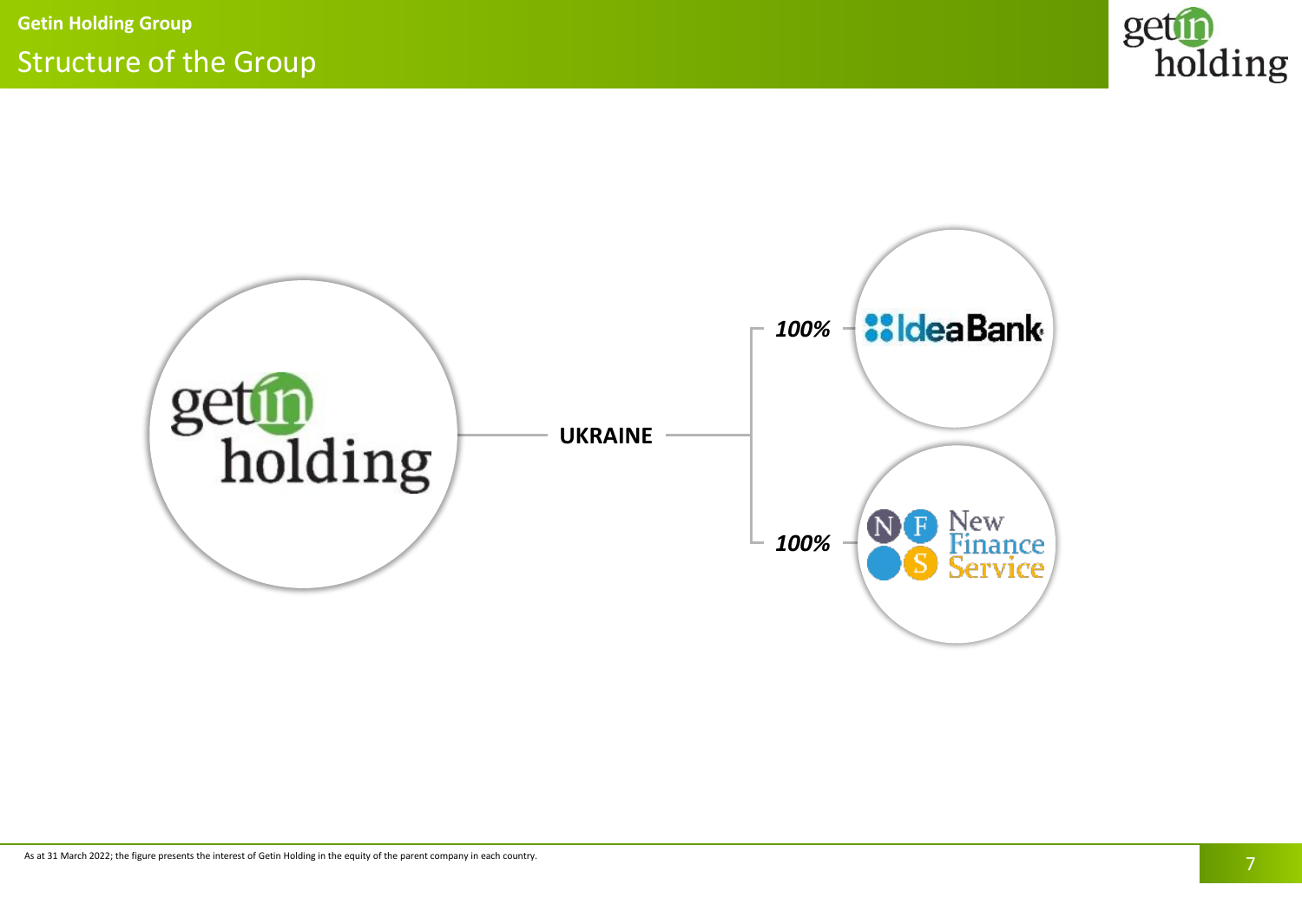# Structure of the Group

getin holding

UKRAINE

*100%* IdeaBank

*100%* New Finance Service

As at 31 March 2022; the figure presents the interest of Getin Holding in the equity of the parent company in each country.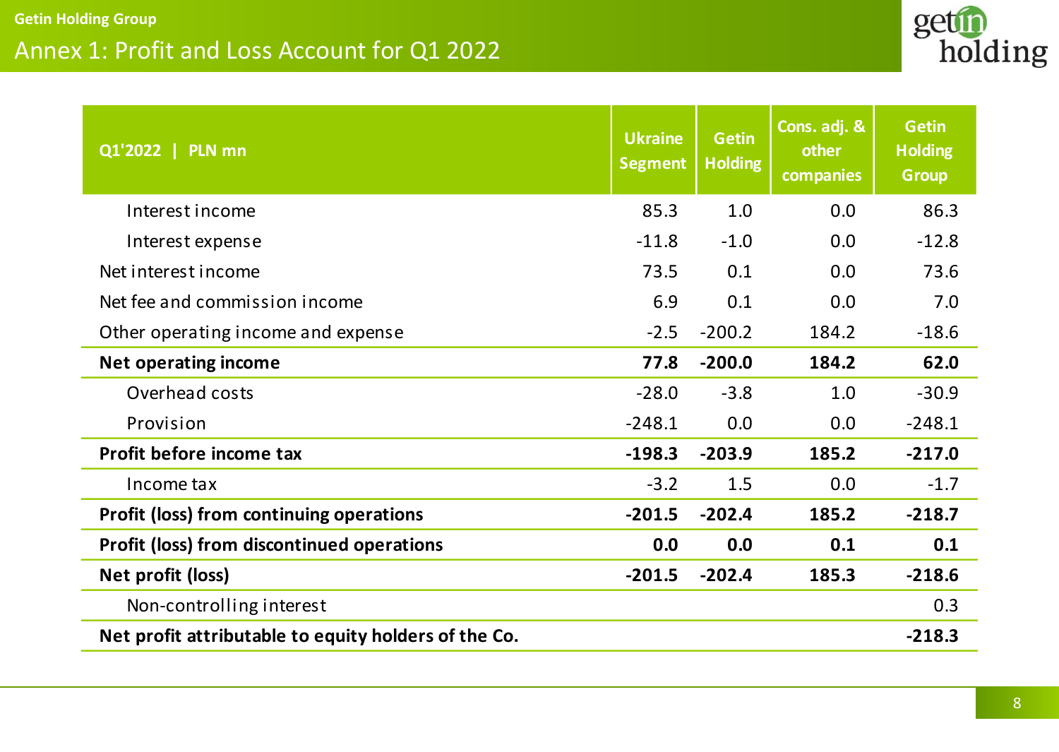# Annex 1: Profit and Loss Account for Q1 2022

| Q1'2022 \| PLN mn | Ukraine Segment | Getin Holding | Cons. adj. & other companies | Getin Holding Group |
|---|---|---|---|---|
| Interest income | 85.3 | 1.0 | 0.0 | 86.3 |
| Interest expense | -11.8 | -1.0 | 0.0 | -12.8 |
| Net interest income | 73.5 | 0.1 | 0.0 | 73.6 |
| Net fee and commission income | 6.9 | 0.1 | 0.0 | 7.0 |
| Other operating income and expense | -2.5 | -200.2 | 184.2 | -18.6 |
| **Net operating income** | **77.8** | **-200.0** | **184.2** | **62.0** |
| Overhead costs | -28.0 | -3.8 | 1.0 | -30.9 |
| Provision | -248.1 | 0.0 | 0.0 | -248.1 |
| **Profit before income tax** | **-198.3** | **-203.9** | **185.2** | **-217.0** |
| Income tax | -3.2 | 1.5 | 0.0 | -1.7 |
| **Profit (loss) from continuing operations** | **-201.5** | **-202.4** | **185.2** | **-218.7** |
| **Profit (loss) from discontinued operations** | **0.0** | **0.0** | **0.1** | **0.1** |
| **Net profit (loss)** | **-201.5** | **-202.4** | **185.3** | **-218.6** |
| Non-controlling interest | | | | 0.3 |
| **Net profit attributable to equity holders of the Co.** | | | | **-218.3** |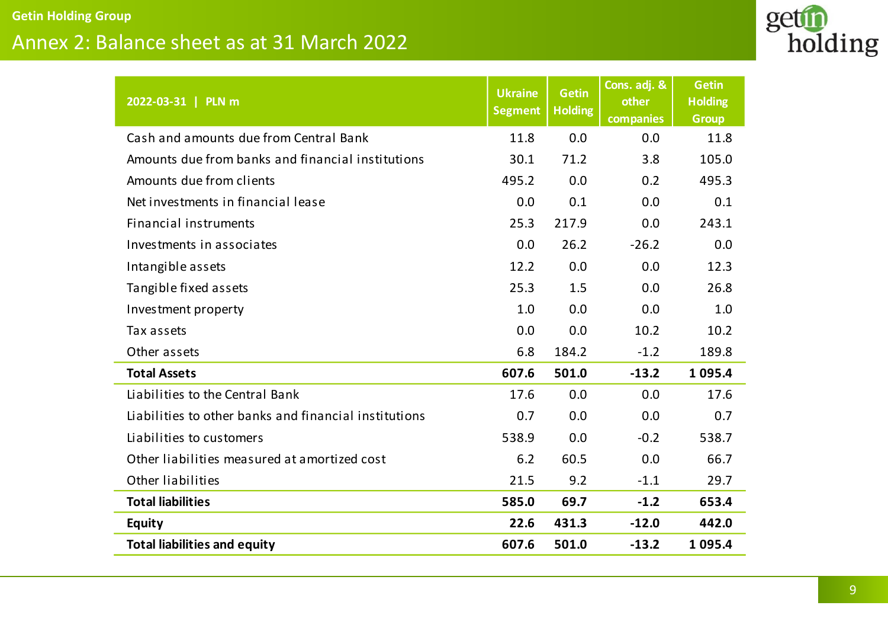Getin Holding Group

# Annex 2: Balance sheet as at 31 March 2022

| 2022-03-31 \| PLN m | Ukraine Segment | Getin Holding | Cons. adj. & other companies | Getin Holding Group |
|---|---|---|---|---|
| Cash and amounts due from Central Bank | 11.8 | 0.0 | 0.0 | 11.8 |
| Amounts due from banks and financial institutions | 30.1 | 71.2 | 3.8 | 105.0 |
| Amounts due from clients | 495.2 | 0.0 | 0.2 | 495.3 |
| Net investments in financial lease | 0.0 | 0.1 | 0.0 | 0.1 |
| Financial instruments | 25.3 | 217.9 | 0.0 | 243.1 |
| Investments in associates | 0.0 | 26.2 | -26.2 | 0.0 |
| Intangible assets | 12.2 | 0.0 | 0.0 | 12.3 |
| Tangible fixed assets | 25.3 | 1.5 | 0.0 | 26.8 |
| Investment property | 1.0 | 0.0 | 0.0 | 1.0 |
| Tax assets | 0.0 | 0.0 | 10.2 | 10.2 |
| Other assets | 6.8 | 184.2 | -1.2 | 189.8 |
| **Total Assets** | **607.6** | **501.0** | **-13.2** | **1 095.4** |
| Liabilities to the Central Bank | 17.6 | 0.0 | 0.0 | 17.6 |
| Liabilities to other banks and financial institutions | 0.7 | 0.0 | 0.0 | 0.7 |
| Liabilities to customers | 538.9 | 0.0 | -0.2 | 538.7 |
| Other liabilities measured at amortized cost | 6.2 | 60.5 | 0.0 | 66.7 |
| Other liabilities | 21.5 | 9.2 | -1.1 | 29.7 |
| **Total liabilities** | **585.0** | **69.7** | **-1.2** | **653.4** |
| **Equity** | **22.6** | **431.3** | **-12.0** | **442.0** |
| **Total liabilities and equity** | **607.6** | **501.0** | **-13.2** | **1 095.4** |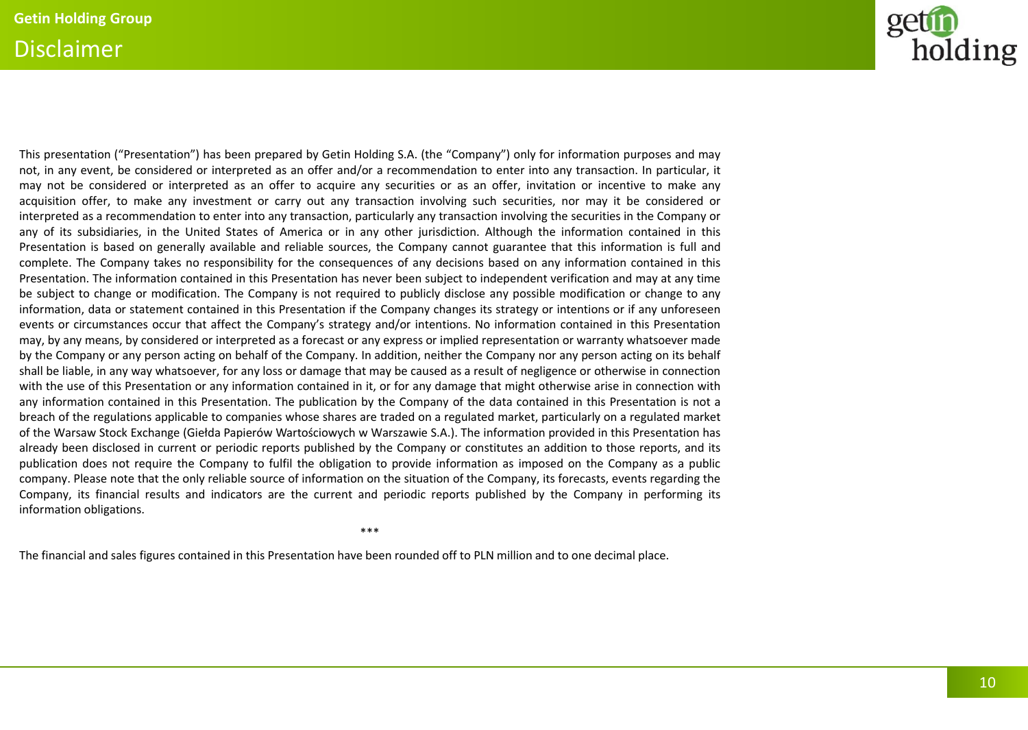# Disclaimer

This presentation ("Presentation") has been prepared by Getin Holding S.A. (the "Company") only for information purposes and may not, in any event, be considered or interpreted as an offer and/or a recommendation to enter into any transaction. In particular, it may not be considered or interpreted as an offer to acquire any securities or as an offer, invitation or incentive to make any acquisition offer, to make any investment or carry out any transaction involving such securities, nor may it be considered or interpreted as a recommendation to enter into any transaction, particularly any transaction involving the securities in the Company or any of its subsidiaries, in the United States of America or in any other jurisdiction. Although the information contained in this Presentation is based on generally available and reliable sources, the Company cannot guarantee that this information is full and complete. The Company takes no responsibility for the consequences of any decisions based on any information contained in this Presentation. The information contained in this Presentation has never been subject to independent verification and may at any time be subject to change or modification. The Company is not required to publicly disclose any possible modification or change to any information, data or statement contained in this Presentation if the Company changes its strategy or intentions or if any unforeseen events or circumstances occur that affect the Company's strategy and/or intentions. No information contained in this Presentation may, by any means, by considered or interpreted as a forecast or any express or implied representation or warranty whatsoever made by the Company or any person acting on behalf of the Company. In addition, neither the Company nor any person acting on its behalf shall be liable, in any way whatsoever, for any loss or damage that may be caused as a result of negligence or otherwise in connection with the use of this Presentation or any information contained in it, or for any damage that might otherwise arise in connection with any information contained in this Presentation. The publication by the Company of the data contained in this Presentation is not a breach of the regulations applicable to companies whose shares are traded on a regulated market, particularly on a regulated market of the Warsaw Stock Exchange (Giełda Papierów Wartościowych w Warszawie S.A.). The information provided in this Presentation has already been disclosed in current or periodic reports published by the Company or constitutes an addition to those reports, and its publication does not require the Company to fulfil the obligation to provide information as imposed on the Company as a public company. Please note that the only reliable source of information on the situation of the Company, its forecasts, events regarding the Company, its financial results and indicators are the current and periodic reports published by the Company in performing its information obligations.

***

The financial and sales figures contained in this Presentation have been rounded off to PLN million and to one decimal place.